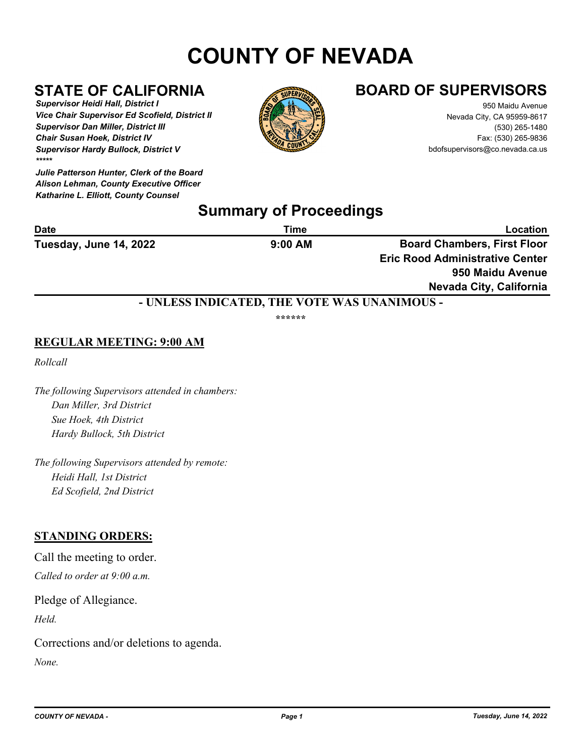# COUNTY OF NEVADA

## STATE OF CALIFORNIA

***Supervisor Heidi Hall, District I***
***Vice Chair Supervisor Ed Scofield, District II***
***Supervisor Dan Miller, District III***
***Chair Susan Hoek, District IV***
***Supervisor Hardy Bullock, District V***
*****

***Julie Patterson Hunter, Clerk of the Board***
***Alison Lehman, County Executive Officer***
***Katharine L. Elliott, County Counsel***

## BOARD OF SUPERVISORS

950 Maidu Avenue
Nevada City, CA 95959-8617
(530) 265-1480
Fax: (530) 265-9836
bdofsupervisors@co.nevada.ca.us

## Summary of Proceedings

| Date | Time | Location |
|---|---|---|
| **Tuesday, June 14, 2022** | **9:00 AM** | **Board Chambers, First Floor**<br>**Eric Rood Administrative Center**<br>**950 Maidu Avenue**<br>**Nevada City, California** |

**- UNLESS INDICATED, THE VOTE WAS UNANIMOUS -**

******

### REGULAR MEETING: 9:00 AM

*Rollcall*

*The following Supervisors attended in chambers:*
*Dan Miller, 3rd District*
*Sue Hoek, 4th District*
*Hardy Bullock, 5th District*

*The following Supervisors attended by remote:*
*Heidi Hall, 1st District*
*Ed Scofield, 2nd District*

### STANDING ORDERS:

Call the meeting to order.

*Called to order at 9:00 a.m.*

Pledge of Allegiance.

*Held.*

Corrections and/or deletions to agenda.

*None.*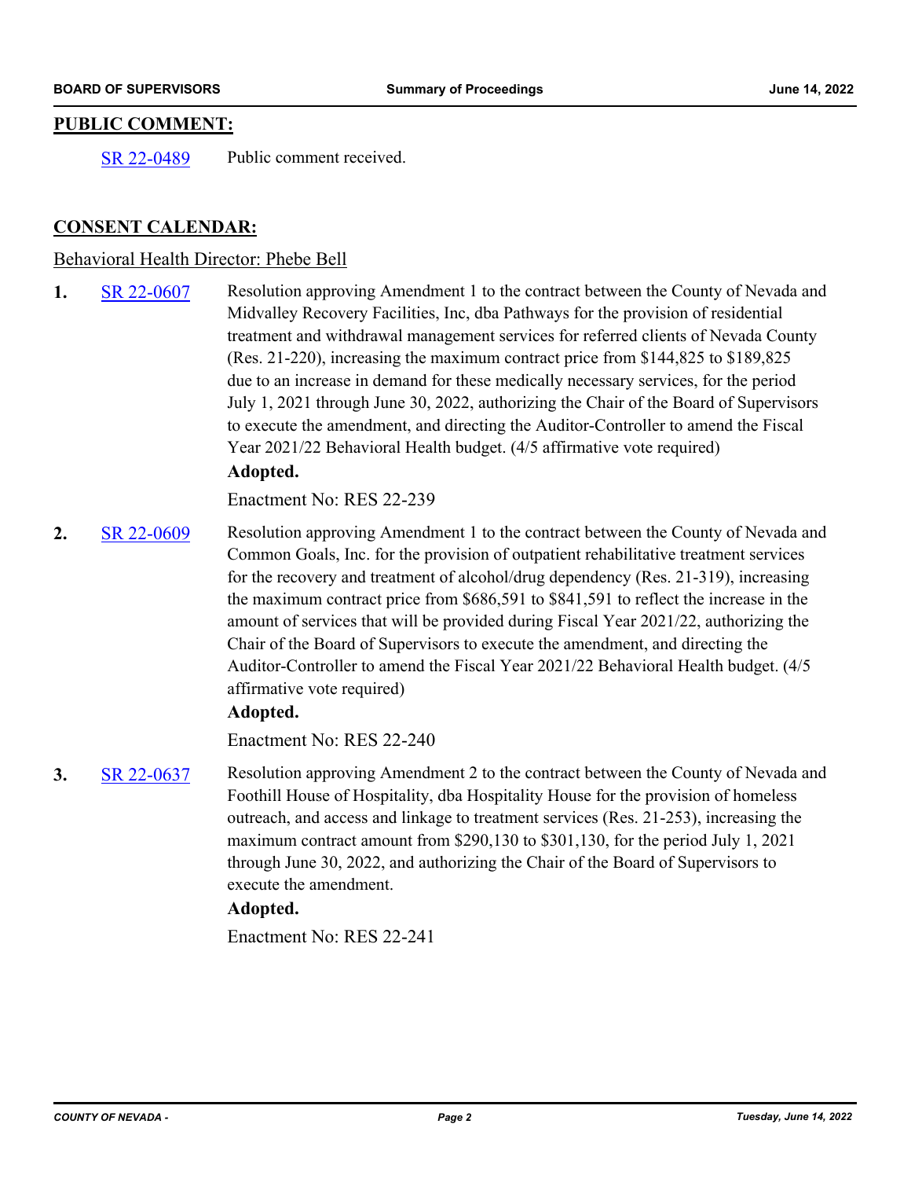## PUBLIC COMMENT:

SR 22-0489 Public comment received.

## CONSENT CALENDAR:

Behavioral Health Director: Phebe Bell

**1.** SR 22-0607 Resolution approving Amendment 1 to the contract between the County of Nevada and Midvalley Recovery Facilities, Inc, dba Pathways for the provision of residential treatment and withdrawal management services for referred clients of Nevada County (Res. 21-220), increasing the maximum contract price from $144,825 to $189,825 due to an increase in demand for these medically necessary services, for the period July 1, 2021 through June 30, 2022, authorizing the Chair of the Board of Supervisors to execute the amendment, and directing the Auditor-Controller to amend the Fiscal Year 2021/22 Behavioral Health budget. (4/5 affirmative vote required)

**Adopted.**

Enactment No: RES 22-239

**2.** SR 22-0609 Resolution approving Amendment 1 to the contract between the County of Nevada and Common Goals, Inc. for the provision of outpatient rehabilitative treatment services for the recovery and treatment of alcohol/drug dependency (Res. 21-319), increasing the maximum contract price from $686,591 to $841,591 to reflect the increase in the amount of services that will be provided during Fiscal Year 2021/22, authorizing the Chair of the Board of Supervisors to execute the amendment, and directing the Auditor-Controller to amend the Fiscal Year 2021/22 Behavioral Health budget. (4/5 affirmative vote required)

**Adopted.**

Enactment No: RES 22-240

**3.** SR 22-0637 Resolution approving Amendment 2 to the contract between the County of Nevada and Foothill House of Hospitality, dba Hospitality House for the provision of homeless outreach, and access and linkage to treatment services (Res. 21-253), increasing the maximum contract amount from $290,130 to $301,130, for the period July 1, 2021 through June 30, 2022, and authorizing the Chair of the Board of Supervisors to execute the amendment.

**Adopted.**

Enactment No: RES 22-241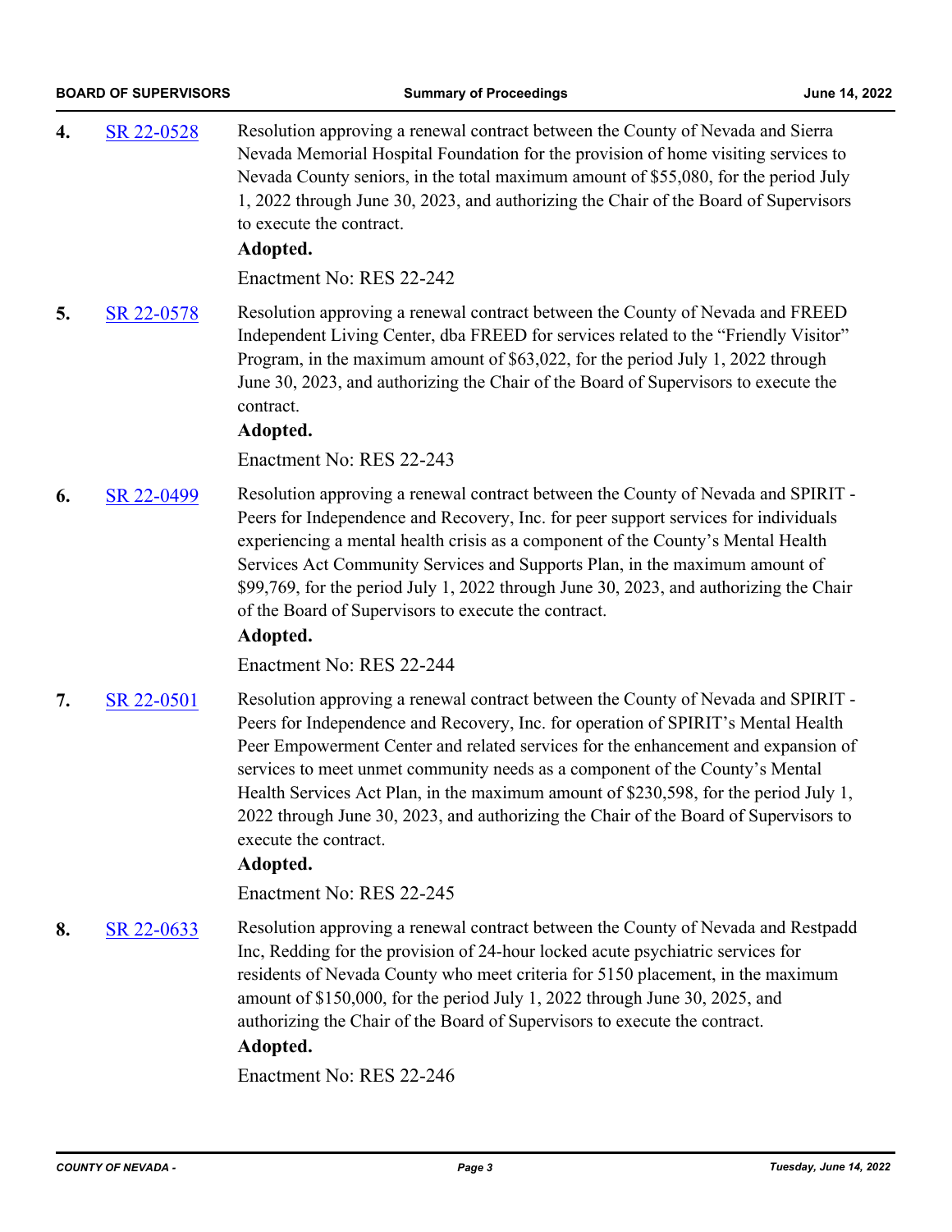**4.** SR 22-0528 Resolution approving a renewal contract between the County of Nevada and Sierra Nevada Memorial Hospital Foundation for the provision of home visiting services to Nevada County seniors, in the total maximum amount of $55,080, for the period July 1, 2022 through June 30, 2023, and authorizing the Chair of the Board of Supervisors to execute the contract.

**Adopted.**

Enactment No: RES 22-242

**5.** SR 22-0578 Resolution approving a renewal contract between the County of Nevada and FREED Independent Living Center, dba FREED for services related to the "Friendly Visitor" Program, in the maximum amount of $63,022, for the period July 1, 2022 through June 30, 2023, and authorizing the Chair of the Board of Supervisors to execute the contract.

**Adopted.**

Enactment No: RES 22-243

**6.** SR 22-0499 Resolution approving a renewal contract between the County of Nevada and SPIRIT - Peers for Independence and Recovery, Inc. for peer support services for individuals experiencing a mental health crisis as a component of the County's Mental Health Services Act Community Services and Supports Plan, in the maximum amount of $99,769, for the period July 1, 2022 through June 30, 2023, and authorizing the Chair of the Board of Supervisors to execute the contract.

**Adopted.**

Enactment No: RES 22-244

**7.** SR 22-0501 Resolution approving a renewal contract between the County of Nevada and SPIRIT - Peers for Independence and Recovery, Inc. for operation of SPIRIT's Mental Health Peer Empowerment Center and related services for the enhancement and expansion of services to meet unmet community needs as a component of the County's Mental Health Services Act Plan, in the maximum amount of $230,598, for the period July 1, 2022 through June 30, 2023, and authorizing the Chair of the Board of Supervisors to execute the contract.

**Adopted.**

Enactment No: RES 22-245

**8.** SR 22-0633 Resolution approving a renewal contract between the County of Nevada and Restpadd Inc, Redding for the provision of 24-hour locked acute psychiatric services for residents of Nevada County who meet criteria for 5150 placement, in the maximum amount of $150,000, for the period July 1, 2022 through June 30, 2025, and authorizing the Chair of the Board of Supervisors to execute the contract.

**Adopted.**

Enactment No: RES 22-246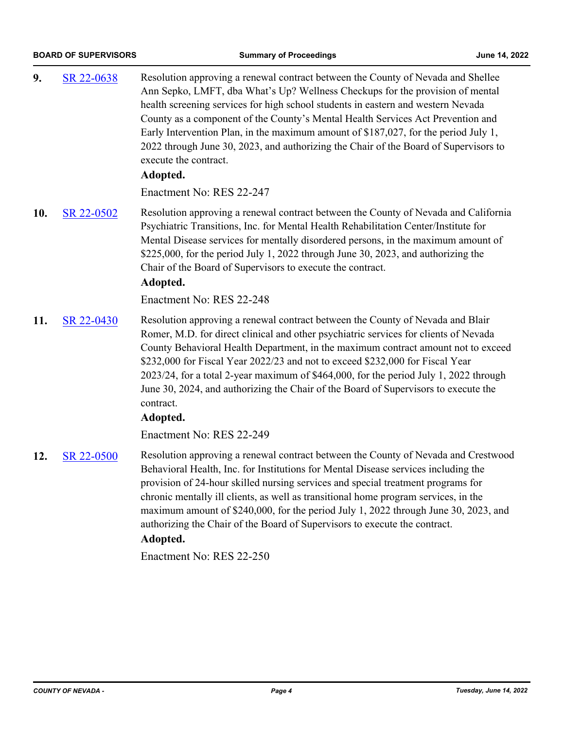**9.** SR 22-0638

Resolution approving a renewal contract between the County of Nevada and Shellee Ann Sepko, LMFT, dba What's Up? Wellness Checkups for the provision of mental health screening services for high school students in eastern and western Nevada County as a component of the County's Mental Health Services Act Prevention and Early Intervention Plan, in the maximum amount of $187,027, for the period July 1, 2022 through June 30, 2023, and authorizing the Chair of the Board of Supervisors to execute the contract.

**Adopted.**

Enactment No: RES 22-247

**10.** SR 22-0502

Resolution approving a renewal contract between the County of Nevada and California Psychiatric Transitions, Inc. for Mental Health Rehabilitation Center/Institute for Mental Disease services for mentally disordered persons, in the maximum amount of $225,000, for the period July 1, 2022 through June 30, 2023, and authorizing the Chair of the Board of Supervisors to execute the contract.

**Adopted.**

Enactment No: RES 22-248

**11.** SR 22-0430

Resolution approving a renewal contract between the County of Nevada and Blair Romer, M.D. for direct clinical and other psychiatric services for clients of Nevada County Behavioral Health Department, in the maximum contract amount not to exceed $232,000 for Fiscal Year 2022/23 and not to exceed $232,000 for Fiscal Year 2023/24, for a total 2-year maximum of $464,000, for the period July 1, 2022 through June 30, 2024, and authorizing the Chair of the Board of Supervisors to execute the contract.

**Adopted.**

Enactment No: RES 22-249

**12.** SR 22-0500

Resolution approving a renewal contract between the County of Nevada and Crestwood Behavioral Health, Inc. for Institutions for Mental Disease services including the provision of 24-hour skilled nursing services and special treatment programs for chronic mentally ill clients, as well as transitional home program services, in the maximum amount of $240,000, for the period July 1, 2022 through June 30, 2023, and authorizing the Chair of the Board of Supervisors to execute the contract.

**Adopted.**

Enactment No: RES 22-250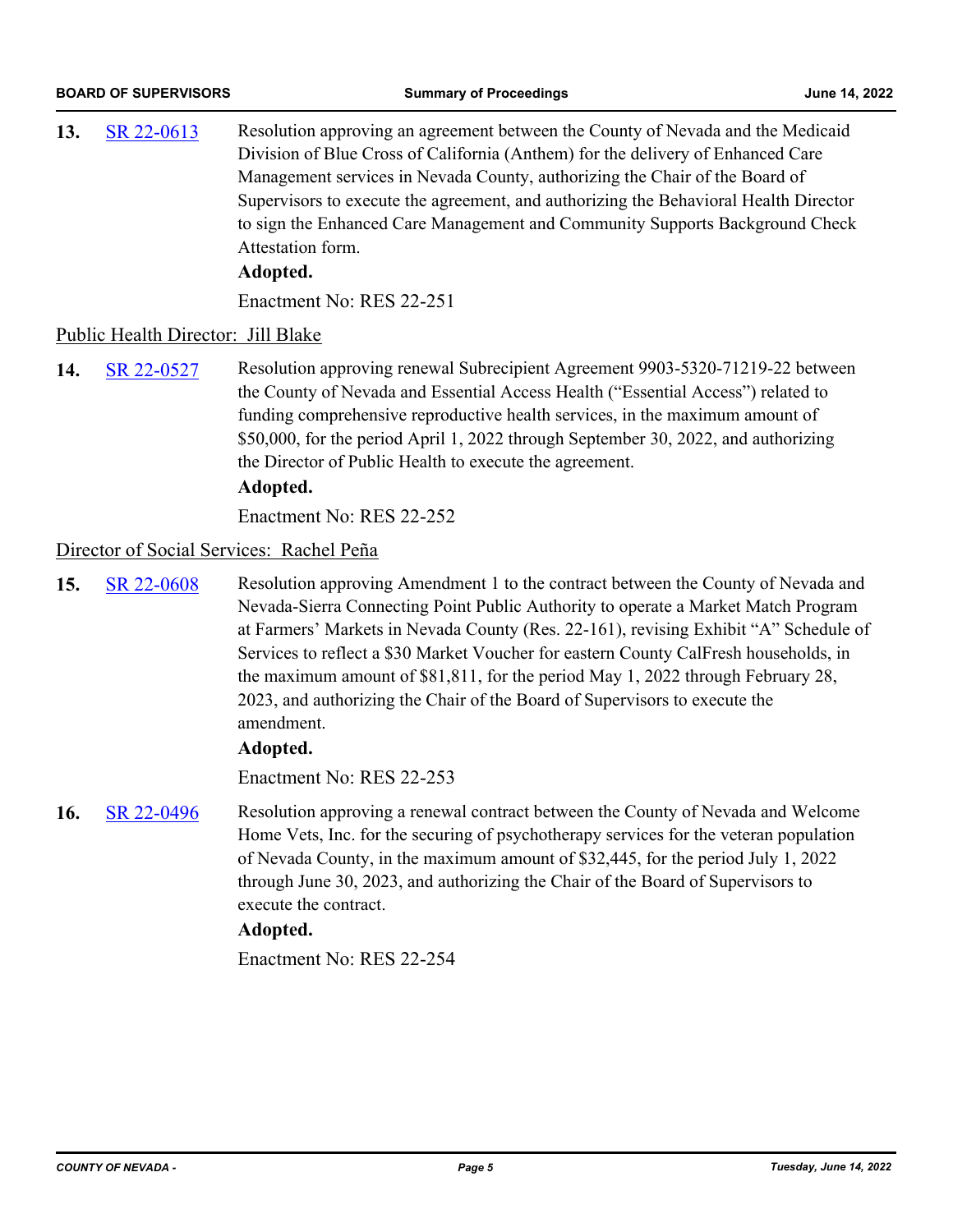**13.** SR 22-0613 Resolution approving an agreement between the County of Nevada and the Medicaid Division of Blue Cross of California (Anthem) for the delivery of Enhanced Care Management services in Nevada County, authorizing the Chair of the Board of Supervisors to execute the agreement, and authorizing the Behavioral Health Director to sign the Enhanced Care Management and Community Supports Background Check Attestation form.

**Adopted.**

Enactment No: RES 22-251

Public Health Director: Jill Blake

**14.** SR 22-0527 Resolution approving renewal Subrecipient Agreement 9903-5320-71219-22 between the County of Nevada and Essential Access Health ("Essential Access") related to funding comprehensive reproductive health services, in the maximum amount of $50,000, for the period April 1, 2022 through September 30, 2022, and authorizing the Director of Public Health to execute the agreement.

**Adopted.**

Enactment No: RES 22-252

Director of Social Services: Rachel Peña

**15.** SR 22-0608 Resolution approving Amendment 1 to the contract between the County of Nevada and Nevada-Sierra Connecting Point Public Authority to operate a Market Match Program at Farmers' Markets in Nevada County (Res. 22-161), revising Exhibit "A" Schedule of Services to reflect a $30 Market Voucher for eastern County CalFresh households, in the maximum amount of $81,811, for the period May 1, 2022 through February 28, 2023, and authorizing the Chair of the Board of Supervisors to execute the amendment.

**Adopted.**

Enactment No: RES 22-253

**16.** SR 22-0496 Resolution approving a renewal contract between the County of Nevada and Welcome Home Vets, Inc. for the securing of psychotherapy services for the veteran population of Nevada County, in the maximum amount of $32,445, for the period July 1, 2022 through June 30, 2023, and authorizing the Chair of the Board of Supervisors to execute the contract.

**Adopted.**

Enactment No: RES 22-254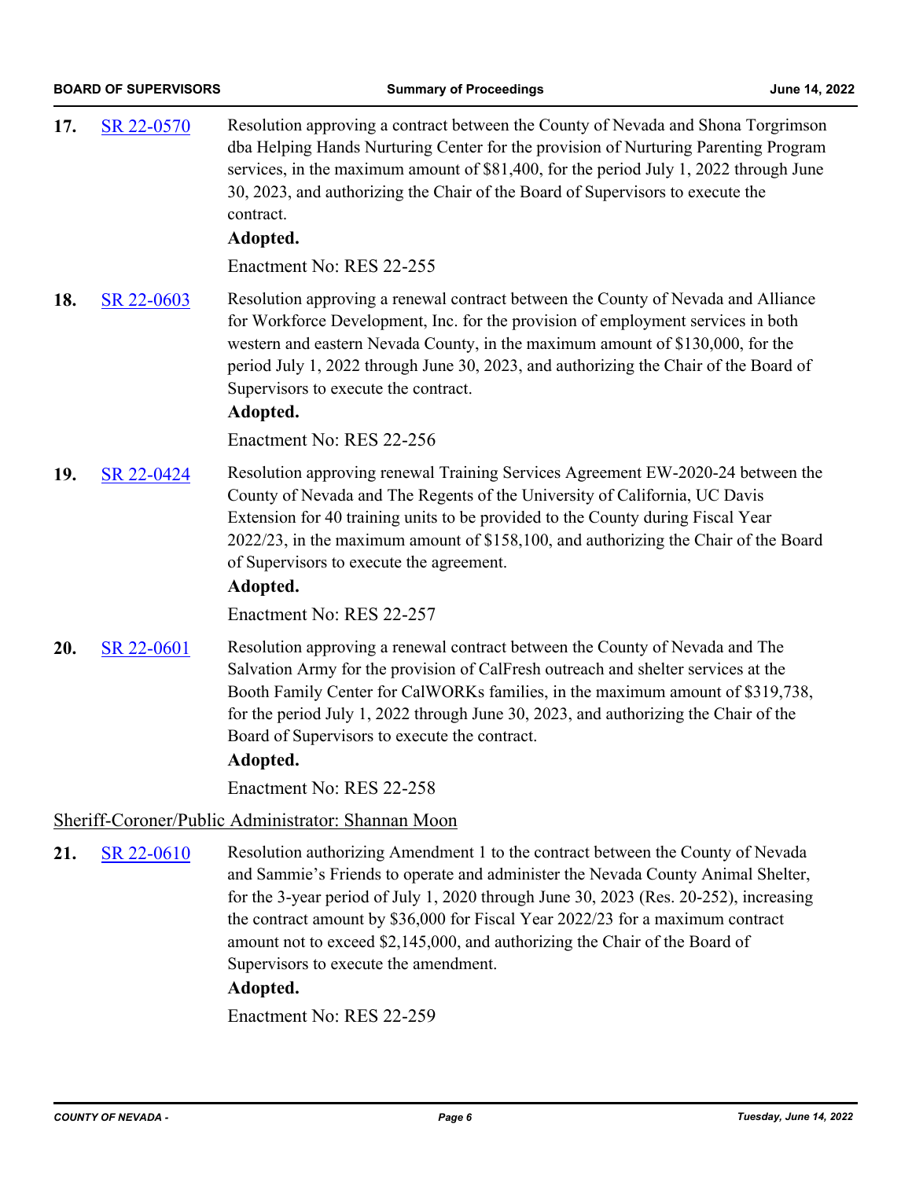**17.** SR 22-0570 Resolution approving a contract between the County of Nevada and Shona Torgrimson dba Helping Hands Nurturing Center for the provision of Nurturing Parenting Program services, in the maximum amount of $81,400, for the period July 1, 2022 through June 30, 2023, and authorizing the Chair of the Board of Supervisors to execute the contract.

**Adopted.**

Enactment No: RES 22-255

**18.** SR 22-0603 Resolution approving a renewal contract between the County of Nevada and Alliance for Workforce Development, Inc. for the provision of employment services in both western and eastern Nevada County, in the maximum amount of $130,000, for the period July 1, 2022 through June 30, 2023, and authorizing the Chair of the Board of Supervisors to execute the contract.

**Adopted.**

Enactment No: RES 22-256

**19.** SR 22-0424 Resolution approving renewal Training Services Agreement EW-2020-24 between the County of Nevada and The Regents of the University of California, UC Davis Extension for 40 training units to be provided to the County during Fiscal Year 2022/23, in the maximum amount of $158,100, and authorizing the Chair of the Board of Supervisors to execute the agreement.

**Adopted.**

Enactment No: RES 22-257

**20.** SR 22-0601 Resolution approving a renewal contract between the County of Nevada and The Salvation Army for the provision of CalFresh outreach and shelter services at the Booth Family Center for CalWORKs families, in the maximum amount of $319,738, for the period July 1, 2022 through June 30, 2023, and authorizing the Chair of the Board of Supervisors to execute the contract.

**Adopted.**

Enactment No: RES 22-258

Sheriff-Coroner/Public Administrator: Shannan Moon

**21.** SR 22-0610 Resolution authorizing Amendment 1 to the contract between the County of Nevada and Sammie's Friends to operate and administer the Nevada County Animal Shelter, for the 3-year period of July 1, 2020 through June 30, 2023 (Res. 20-252), increasing the contract amount by $36,000 for Fiscal Year 2022/23 for a maximum contract amount not to exceed $2,145,000, and authorizing the Chair of the Board of Supervisors to execute the amendment.

**Adopted.**

Enactment No: RES 22-259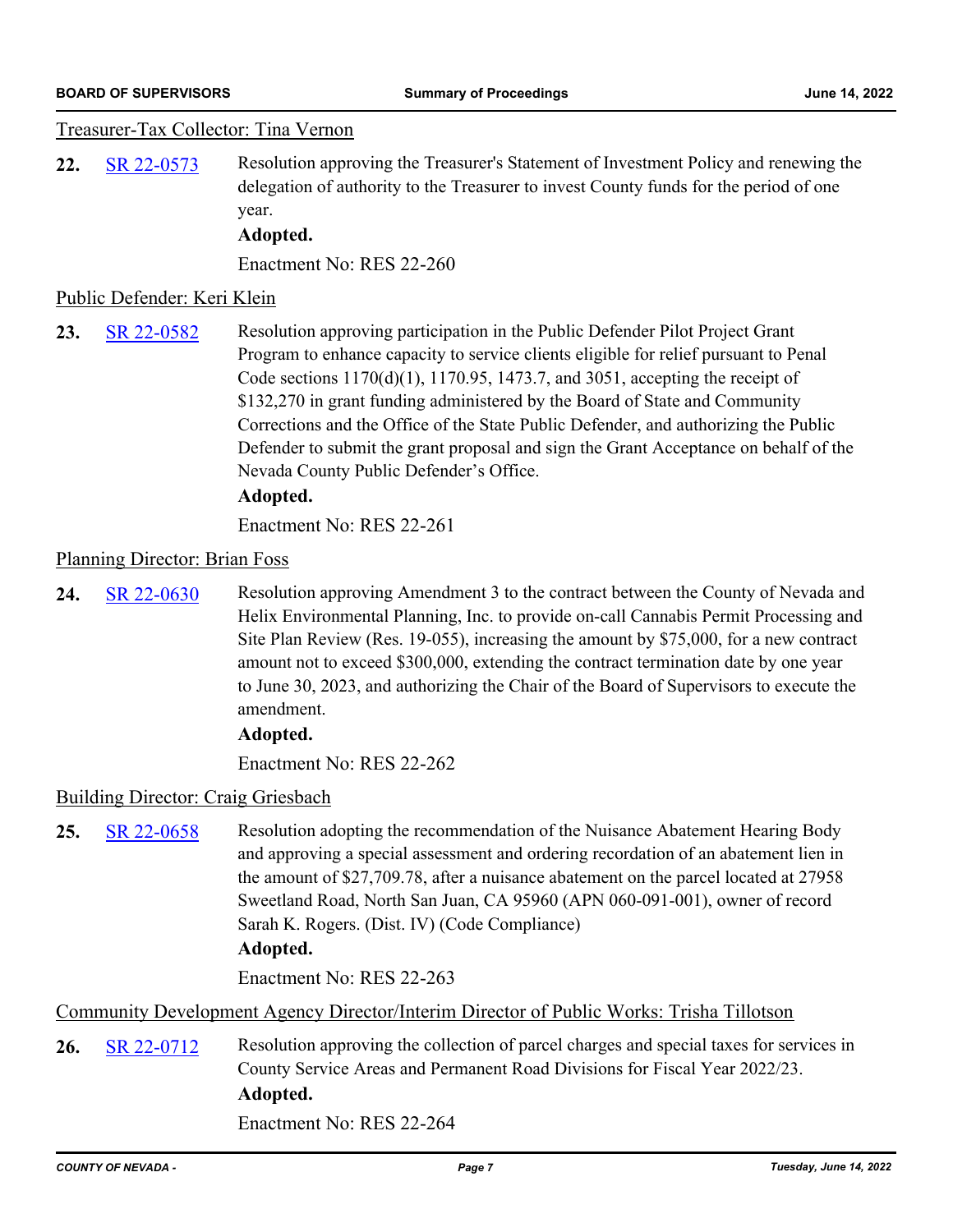Treasurer-Tax Collector: Tina Vernon

**22.** SR 22-0573 Resolution approving the Treasurer's Statement of Investment Policy and renewing the delegation of authority to the Treasurer to invest County funds for the period of one year.

**Adopted.**

Enactment No: RES 22-260

Public Defender: Keri Klein

**23.** SR 22-0582 Resolution approving participation in the Public Defender Pilot Project Grant Program to enhance capacity to service clients eligible for relief pursuant to Penal Code sections 1170(d)(1), 1170.95, 1473.7, and 3051, accepting the receipt of $132,270 in grant funding administered by the Board of State and Community Corrections and the Office of the State Public Defender, and authorizing the Public Defender to submit the grant proposal and sign the Grant Acceptance on behalf of the Nevada County Public Defender's Office.

**Adopted.**

Enactment No: RES 22-261

Planning Director: Brian Foss

**24.** SR 22-0630 Resolution approving Amendment 3 to the contract between the County of Nevada and Helix Environmental Planning, Inc. to provide on-call Cannabis Permit Processing and Site Plan Review (Res. 19-055), increasing the amount by $75,000, for a new contract amount not to exceed $300,000, extending the contract termination date by one year to June 30, 2023, and authorizing the Chair of the Board of Supervisors to execute the amendment.

**Adopted.**

Enactment No: RES 22-262

Building Director: Craig Griesbach

**25.** SR 22-0658 Resolution adopting the recommendation of the Nuisance Abatement Hearing Body and approving a special assessment and ordering recordation of an abatement lien in the amount of $27,709.78, after a nuisance abatement on the parcel located at 27958 Sweetland Road, North San Juan, CA 95960 (APN 060-091-001), owner of record Sarah K. Rogers. (Dist. IV) (Code Compliance)

**Adopted.**

Enactment No: RES 22-263

Community Development Agency Director/Interim Director of Public Works: Trisha Tillotson

**26.** SR 22-0712 Resolution approving the collection of parcel charges and special taxes for services in County Service Areas and Permanent Road Divisions for Fiscal Year 2022/23.

**Adopted.**

Enactment No: RES 22-264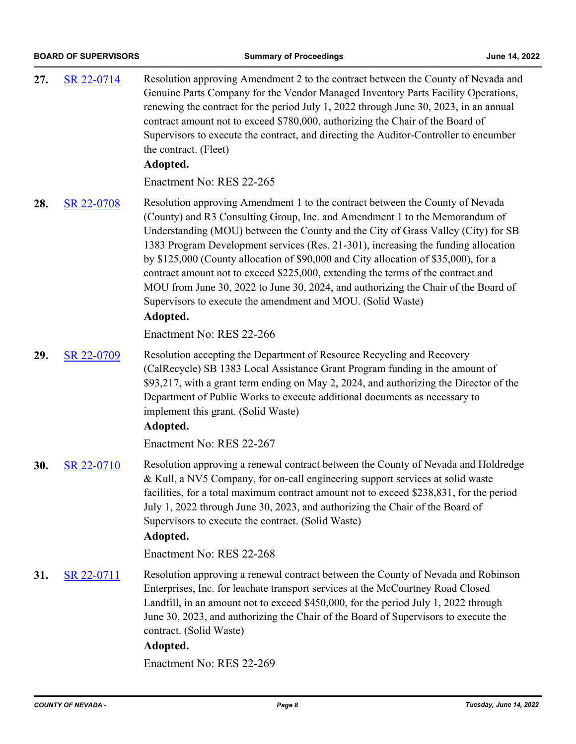**27.** SR 22-0714 Resolution approving Amendment 2 to the contract between the County of Nevada and Genuine Parts Company for the Vendor Managed Inventory Parts Facility Operations, renewing the contract for the period July 1, 2022 through June 30, 2023, in an annual contract amount not to exceed $780,000, authorizing the Chair of the Board of Supervisors to execute the contract, and directing the Auditor-Controller to encumber the contract. (Fleet)

**Adopted.**

Enactment No: RES 22-265

**28.** SR 22-0708 Resolution approving Amendment 1 to the contract between the County of Nevada (County) and R3 Consulting Group, Inc. and Amendment 1 to the Memorandum of Understanding (MOU) between the County and the City of Grass Valley (City) for SB 1383 Program Development services (Res. 21-301), increasing the funding allocation by $125,000 (County allocation of $90,000 and City allocation of $35,000), for a contract amount not to exceed $225,000, extending the terms of the contract and MOU from June 30, 2022 to June 30, 2024, and authorizing the Chair of the Board of Supervisors to execute the amendment and MOU. (Solid Waste)

**Adopted.**

Enactment No: RES 22-266

**29.** SR 22-0709 Resolution accepting the Department of Resource Recycling and Recovery (CalRecycle) SB 1383 Local Assistance Grant Program funding in the amount of $93,217, with a grant term ending on May 2, 2024, and authorizing the Director of the Department of Public Works to execute additional documents as necessary to implement this grant. (Solid Waste)

**Adopted.**

Enactment No: RES 22-267

**30.** SR 22-0710 Resolution approving a renewal contract between the County of Nevada and Holdredge & Kull, a NV5 Company, for on-call engineering support services at solid waste facilities, for a total maximum contract amount not to exceed $238,831, for the period July 1, 2022 through June 30, 2023, and authorizing the Chair of the Board of Supervisors to execute the contract. (Solid Waste)

**Adopted.**

Enactment No: RES 22-268

**31.** SR 22-0711 Resolution approving a renewal contract between the County of Nevada and Robinson Enterprises, Inc. for leachate transport services at the McCourtney Road Closed Landfill, in an amount not to exceed $450,000, for the period July 1, 2022 through June 30, 2023, and authorizing the Chair of the Board of Supervisors to execute the contract. (Solid Waste)

**Adopted.**

Enactment No: RES 22-269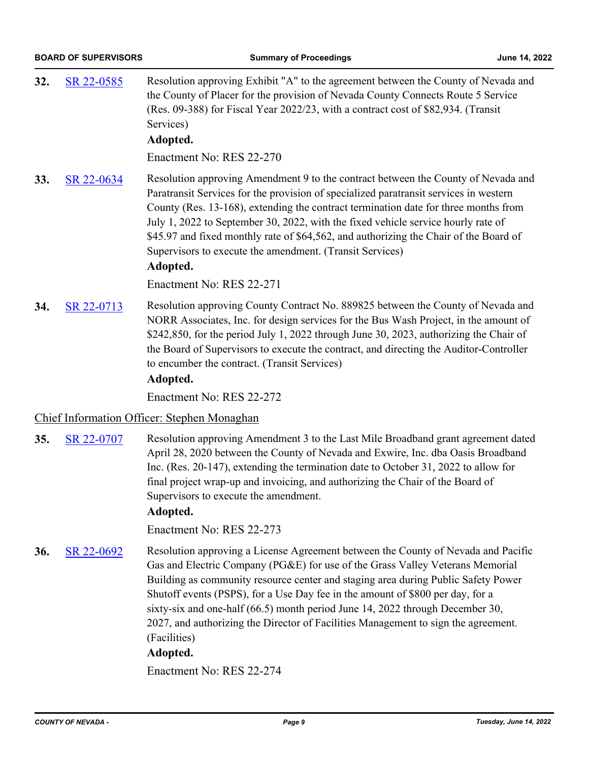**32.** SR 22-0585 Resolution approving Exhibit "A" to the agreement between the County of Nevada and the County of Placer for the provision of Nevada County Connects Route 5 Service (Res. 09-388) for Fiscal Year 2022/23, with a contract cost of $82,934. (Transit Services)

**Adopted.**

Enactment No: RES 22-270

**33.** SR 22-0634 Resolution approving Amendment 9 to the contract between the County of Nevada and Paratransit Services for the provision of specialized paratransit services in western County (Res. 13-168), extending the contract termination date for three months from July 1, 2022 to September 30, 2022, with the fixed vehicle service hourly rate of $45.97 and fixed monthly rate of $64,562, and authorizing the Chair of the Board of Supervisors to execute the amendment. (Transit Services)

**Adopted.**

Enactment No: RES 22-271

**34.** SR 22-0713 Resolution approving County Contract No. 889825 between the County of Nevada and NORR Associates, Inc. for design services for the Bus Wash Project, in the amount of $242,850, for the period July 1, 2022 through June 30, 2023, authorizing the Chair of the Board of Supervisors to execute the contract, and directing the Auditor-Controller to encumber the contract. (Transit Services)

**Adopted.**

Enactment No: RES 22-272

Chief Information Officer: Stephen Monaghan

**35.** SR 22-0707 Resolution approving Amendment 3 to the Last Mile Broadband grant agreement dated April 28, 2020 between the County of Nevada and Exwire, Inc. dba Oasis Broadband Inc. (Res. 20-147), extending the termination date to October 31, 2022 to allow for final project wrap-up and invoicing, and authorizing the Chair of the Board of Supervisors to execute the amendment.

**Adopted.**

Enactment No: RES 22-273

**36.** SR 22-0692 Resolution approving a License Agreement between the County of Nevada and Pacific Gas and Electric Company (PG&E) for use of the Grass Valley Veterans Memorial Building as community resource center and staging area during Public Safety Power Shutoff events (PSPS), for a Use Day fee in the amount of $800 per day, for a sixty-six and one-half (66.5) month period June 14, 2022 through December 30, 2027, and authorizing the Director of Facilities Management to sign the agreement. (Facilities)

**Adopted.**

Enactment No: RES 22-274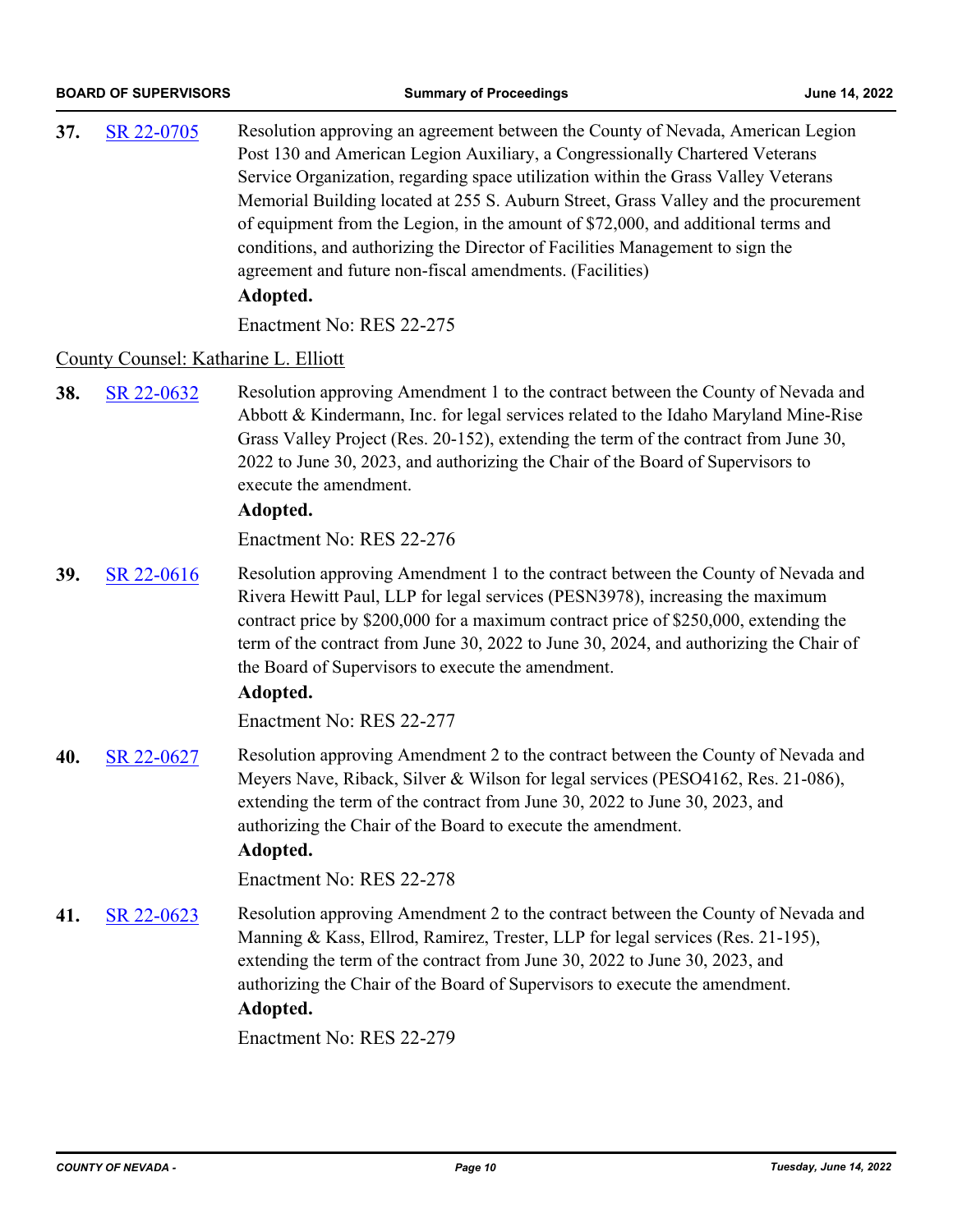**37.** SR 22-0705 Resolution approving an agreement between the County of Nevada, American Legion Post 130 and American Legion Auxiliary, a Congressionally Chartered Veterans Service Organization, regarding space utilization within the Grass Valley Veterans Memorial Building located at 255 S. Auburn Street, Grass Valley and the procurement of equipment from the Legion, in the amount of $72,000, and additional terms and conditions, and authorizing the Director of Facilities Management to sign the agreement and future non-fiscal amendments. (Facilities)

**Adopted.**

Enactment No: RES 22-275

County Counsel: Katharine L. Elliott

**38.** SR 22-0632 Resolution approving Amendment 1 to the contract between the County of Nevada and Abbott & Kindermann, Inc. for legal services related to the Idaho Maryland Mine-Rise Grass Valley Project (Res. 20-152), extending the term of the contract from June 30, 2022 to June 30, 2023, and authorizing the Chair of the Board of Supervisors to execute the amendment.

**Adopted.**

Enactment No: RES 22-276

**39.** SR 22-0616 Resolution approving Amendment 1 to the contract between the County of Nevada and Rivera Hewitt Paul, LLP for legal services (PESN3978), increasing the maximum contract price by $200,000 for a maximum contract price of $250,000, extending the term of the contract from June 30, 2022 to June 30, 2024, and authorizing the Chair of the Board of Supervisors to execute the amendment.

**Adopted.**

Enactment No: RES 22-277

**40.** SR 22-0627 Resolution approving Amendment 2 to the contract between the County of Nevada and Meyers Nave, Riback, Silver & Wilson for legal services (PESO4162, Res. 21-086), extending the term of the contract from June 30, 2022 to June 30, 2023, and authorizing the Chair of the Board to execute the amendment.

**Adopted.**

Enactment No: RES 22-278

**41.** SR 22-0623 Resolution approving Amendment 2 to the contract between the County of Nevada and Manning & Kass, Ellrod, Ramirez, Trester, LLP for legal services (Res. 21-195), extending the term of the contract from June 30, 2022 to June 30, 2023, and authorizing the Chair of the Board of Supervisors to execute the amendment.

**Adopted.**

Enactment No: RES 22-279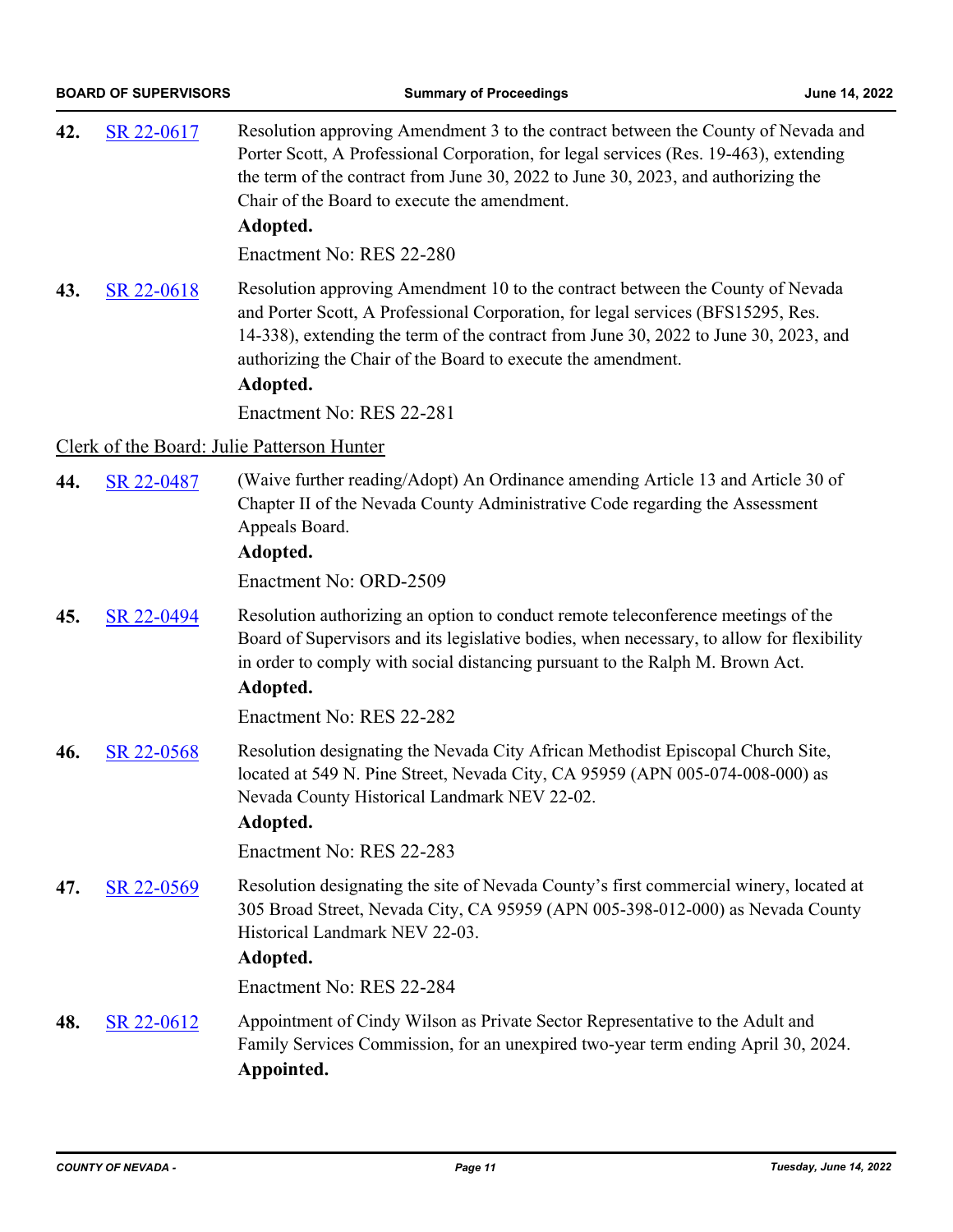**42.** SR 22-0617 Resolution approving Amendment 3 to the contract between the County of Nevada and Porter Scott, A Professional Corporation, for legal services (Res. 19-463), extending the term of the contract from June 30, 2022 to June 30, 2023, and authorizing the Chair of the Board to execute the amendment.

**Adopted.**

Enactment No: RES 22-280

**43.** SR 22-0618 Resolution approving Amendment 10 to the contract between the County of Nevada and Porter Scott, A Professional Corporation, for legal services (BFS15295, Res. 14-338), extending the term of the contract from June 30, 2022 to June 30, 2023, and authorizing the Chair of the Board to execute the amendment.

**Adopted.**

Enactment No: RES 22-281

Clerk of the Board: Julie Patterson Hunter

**44.** SR 22-0487 (Waive further reading/Adopt) An Ordinance amending Article 13 and Article 30 of Chapter II of the Nevada County Administrative Code regarding the Assessment Appeals Board.

**Adopted.**

Enactment No: ORD-2509

**45.** SR 22-0494 Resolution authorizing an option to conduct remote teleconference meetings of the Board of Supervisors and its legislative bodies, when necessary, to allow for flexibility in order to comply with social distancing pursuant to the Ralph M. Brown Act.

**Adopted.**

Enactment No: RES 22-282

**46.** SR 22-0568 Resolution designating the Nevada City African Methodist Episcopal Church Site, located at 549 N. Pine Street, Nevada City, CA 95959 (APN 005-074-008-000) as Nevada County Historical Landmark NEV 22-02.

**Adopted.**

Enactment No: RES 22-283

**47.** SR 22-0569 Resolution designating the site of Nevada County's first commercial winery, located at 305 Broad Street, Nevada City, CA 95959 (APN 005-398-012-000) as Nevada County Historical Landmark NEV 22-03.

**Adopted.**

Enactment No: RES 22-284

**48.** SR 22-0612 Appointment of Cindy Wilson as Private Sector Representative to the Adult and Family Services Commission, for an unexpired two-year term ending April 30, 2024.

**Appointed.**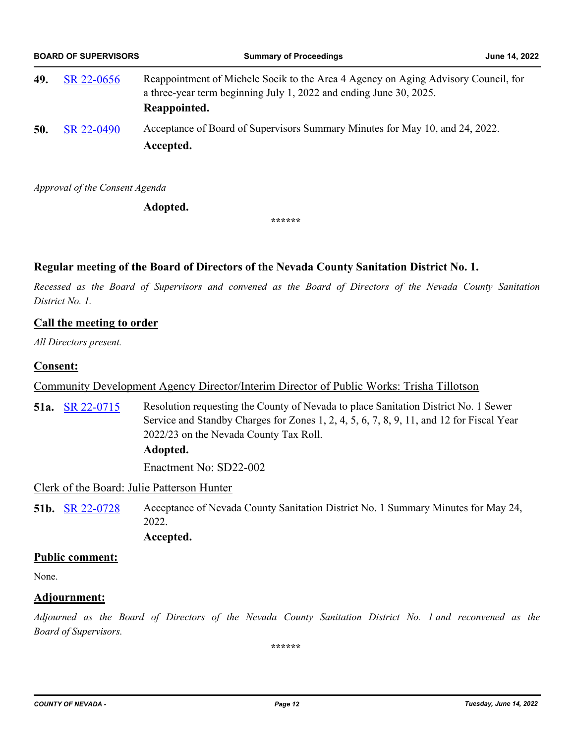**49.** SR 22-0656 Reappointment of Michele Socik to the Area 4 Agency on Aging Advisory Council, for a three-year term beginning July 1, 2022 and ending June 30, 2025.

**Reappointed.**

**50.** SR 22-0490 Acceptance of Board of Supervisors Summary Minutes for May 10, and 24, 2022.

**Accepted.**

*Approval of the Consent Agenda*

**Adopted.**

******

### Regular meeting of the Board of Directors of the Nevada County Sanitation District No. 1.

*Recessed as the Board of Supervisors and convened as the Board of Directors of the Nevada County Sanitation District No. 1.*

**Call the meeting to order**

*All Directors present.*

**Consent:**

Community Development Agency Director/Interim Director of Public Works: Trisha Tillotson

**51a.** SR 22-0715 Resolution requesting the County of Nevada to place Sanitation District No. 1 Sewer Service and Standby Charges for Zones 1, 2, 4, 5, 6, 7, 8, 9, 11, and 12 for Fiscal Year 2022/23 on the Nevada County Tax Roll.

**Adopted.**

Enactment No: SD22-002

Clerk of the Board: Julie Patterson Hunter

**51b.** SR 22-0728 Acceptance of Nevada County Sanitation District No. 1 Summary Minutes for May 24, 2022.

**Accepted.**

**Public comment:**

None.

**Adjournment:**

*Adjourned as the Board of Directors of the Nevada County Sanitation District No. 1 and reconvened as the Board of Supervisors.*

******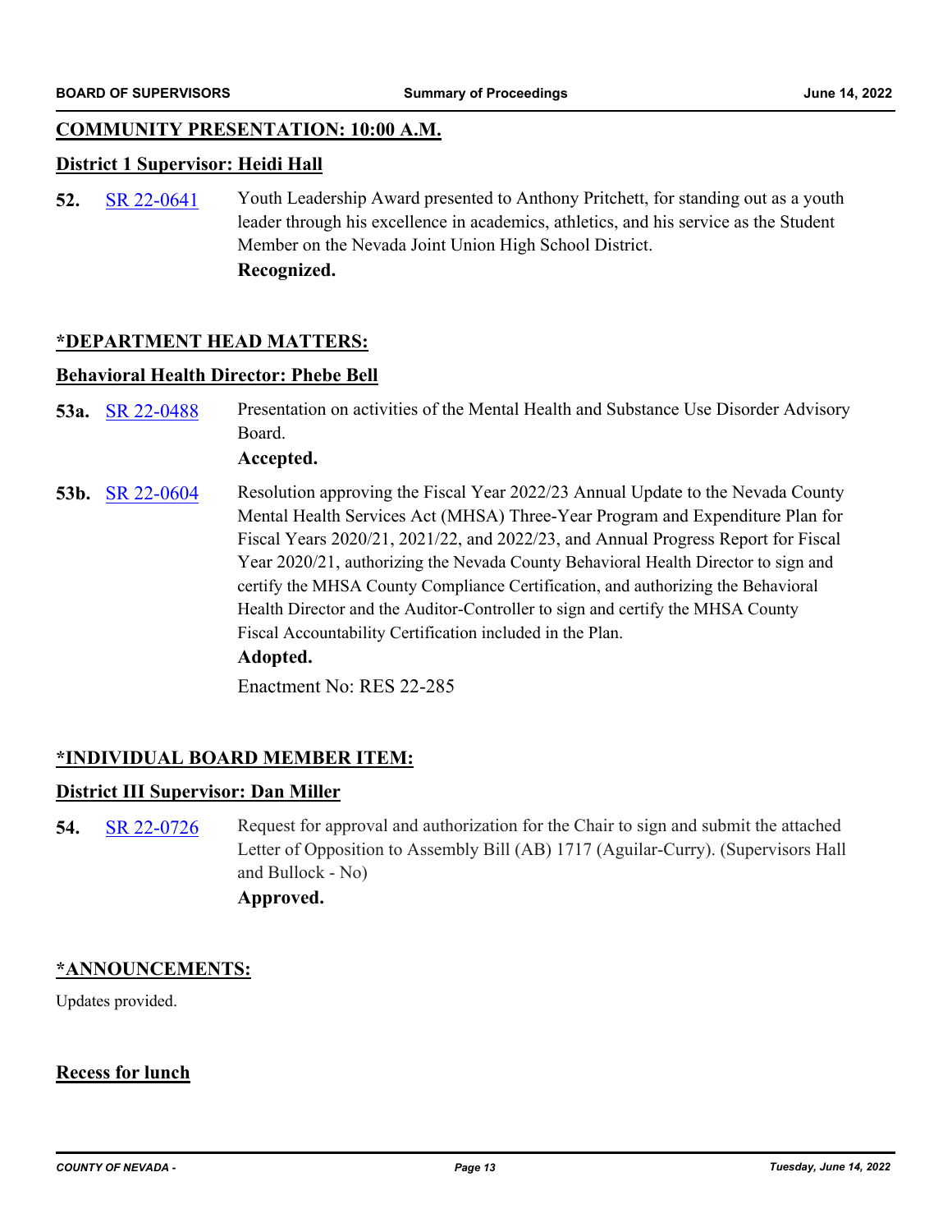## COMMUNITY PRESENTATION: 10:00 A.M.

### District 1 Supervisor: Heidi Hall

**52.** SR 22-0641 Youth Leadership Award presented to Anthony Pritchett, for standing out as a youth leader through his excellence in academics, athletics, and his service as the Student Member on the Nevada Joint Union High School District.

**Recognized.**

## *DEPARTMENT HEAD MATTERS:

### Behavioral Health Director: Phebe Bell

**53a.** SR 22-0488 Presentation on activities of the Mental Health and Substance Use Disorder Advisory Board.

**Accepted.**

**53b.** SR 22-0604 Resolution approving the Fiscal Year 2022/23 Annual Update to the Nevada County Mental Health Services Act (MHSA) Three-Year Program and Expenditure Plan for Fiscal Years 2020/21, 2021/22, and 2022/23, and Annual Progress Report for Fiscal Year 2020/21, authorizing the Nevada County Behavioral Health Director to sign and certify the MHSA County Compliance Certification, and authorizing the Behavioral Health Director and the Auditor-Controller to sign and certify the MHSA County Fiscal Accountability Certification included in the Plan.

**Adopted.**

Enactment No: RES 22-285

## *INDIVIDUAL BOARD MEMBER ITEM:

### District III Supervisor: Dan Miller

**54.** SR 22-0726 Request for approval and authorization for the Chair to sign and submit the attached Letter of Opposition to Assembly Bill (AB) 1717 (Aguilar-Curry). (Supervisors Hall and Bullock - No)

**Approved.**

## *ANNOUNCEMENTS:

Updates provided.

## Recess for lunch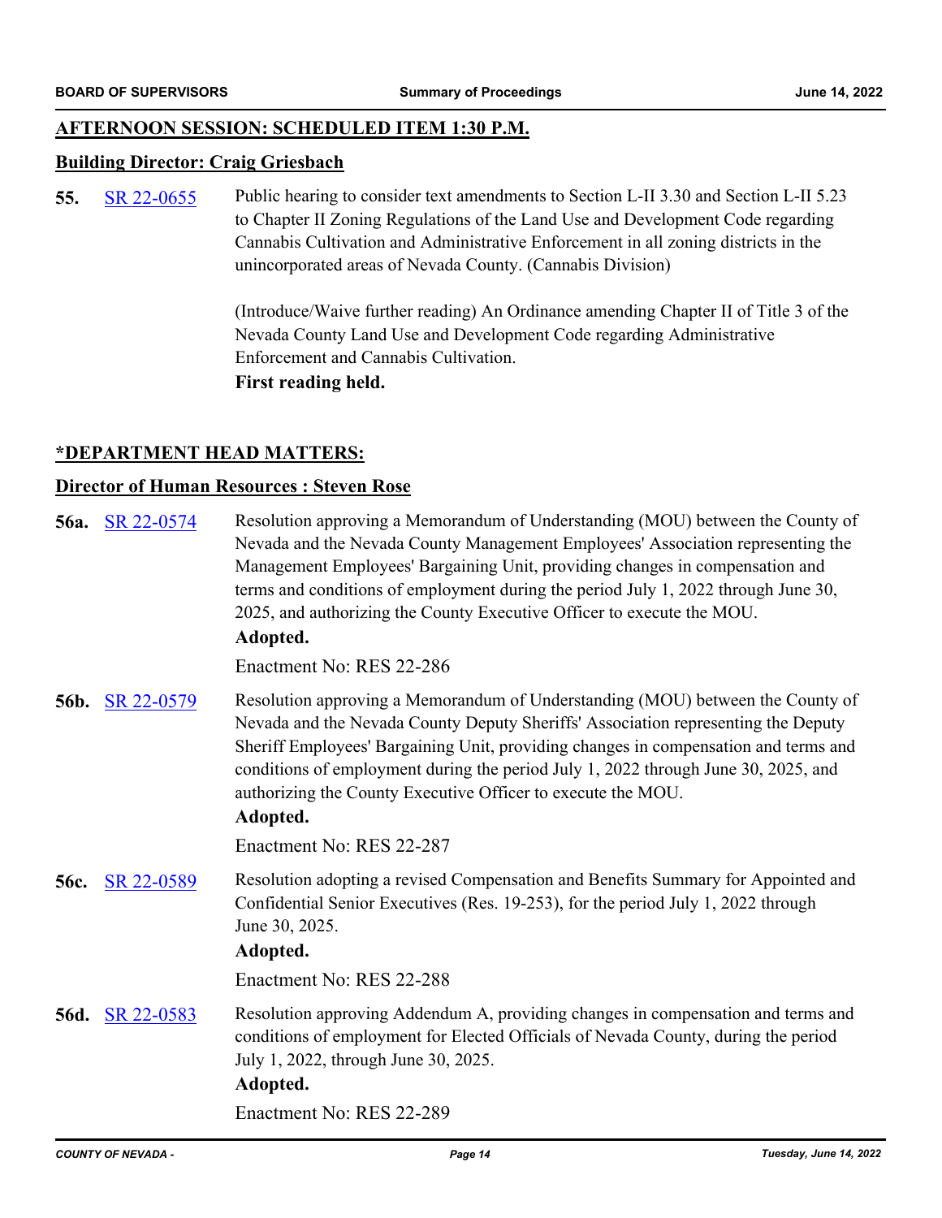## AFTERNOON SESSION: SCHEDULED ITEM 1:30 P.M.

### Building Director: Craig Griesbach

**55.** SR 22-0655 — Public hearing to consider text amendments to Section L-II 3.30 and Section L-II 5.23 to Chapter II Zoning Regulations of the Land Use and Development Code regarding Cannabis Cultivation and Administrative Enforcement in all zoning districts in the unincorporated areas of Nevada County. (Cannabis Division)

(Introduce/Waive further reading) An Ordinance amending Chapter II of Title 3 of the Nevada County Land Use and Development Code regarding Administrative Enforcement and Cannabis Cultivation.

**First reading held.**

## *DEPARTMENT HEAD MATTERS:

### Director of Human Resources : Steven Rose

**56a.** SR 22-0574 — Resolution approving a Memorandum of Understanding (MOU) between the County of Nevada and the Nevada County Management Employees' Association representing the Management Employees' Bargaining Unit, providing changes in compensation and terms and conditions of employment during the period July 1, 2022 through June 30, 2025, and authorizing the County Executive Officer to execute the MOU.

**Adopted.**

Enactment No: RES 22-286

**56b.** SR 22-0579 — Resolution approving a Memorandum of Understanding (MOU) between the County of Nevada and the Nevada County Deputy Sheriffs' Association representing the Deputy Sheriff Employees' Bargaining Unit, providing changes in compensation and terms and conditions of employment during the period July 1, 2022 through June 30, 2025, and authorizing the County Executive Officer to execute the MOU.

**Adopted.**

Enactment No: RES 22-287

**56c.** SR 22-0589 — Resolution adopting a revised Compensation and Benefits Summary for Appointed and Confidential Senior Executives (Res. 19-253), for the period July 1, 2022 through June 30, 2025.

**Adopted.**

Enactment No: RES 22-288

**56d.** SR 22-0583 — Resolution approving Addendum A, providing changes in compensation and terms and conditions of employment for Elected Officials of Nevada County, during the period July 1, 2022, through June 30, 2025.

**Adopted.**

Enactment No: RES 22-289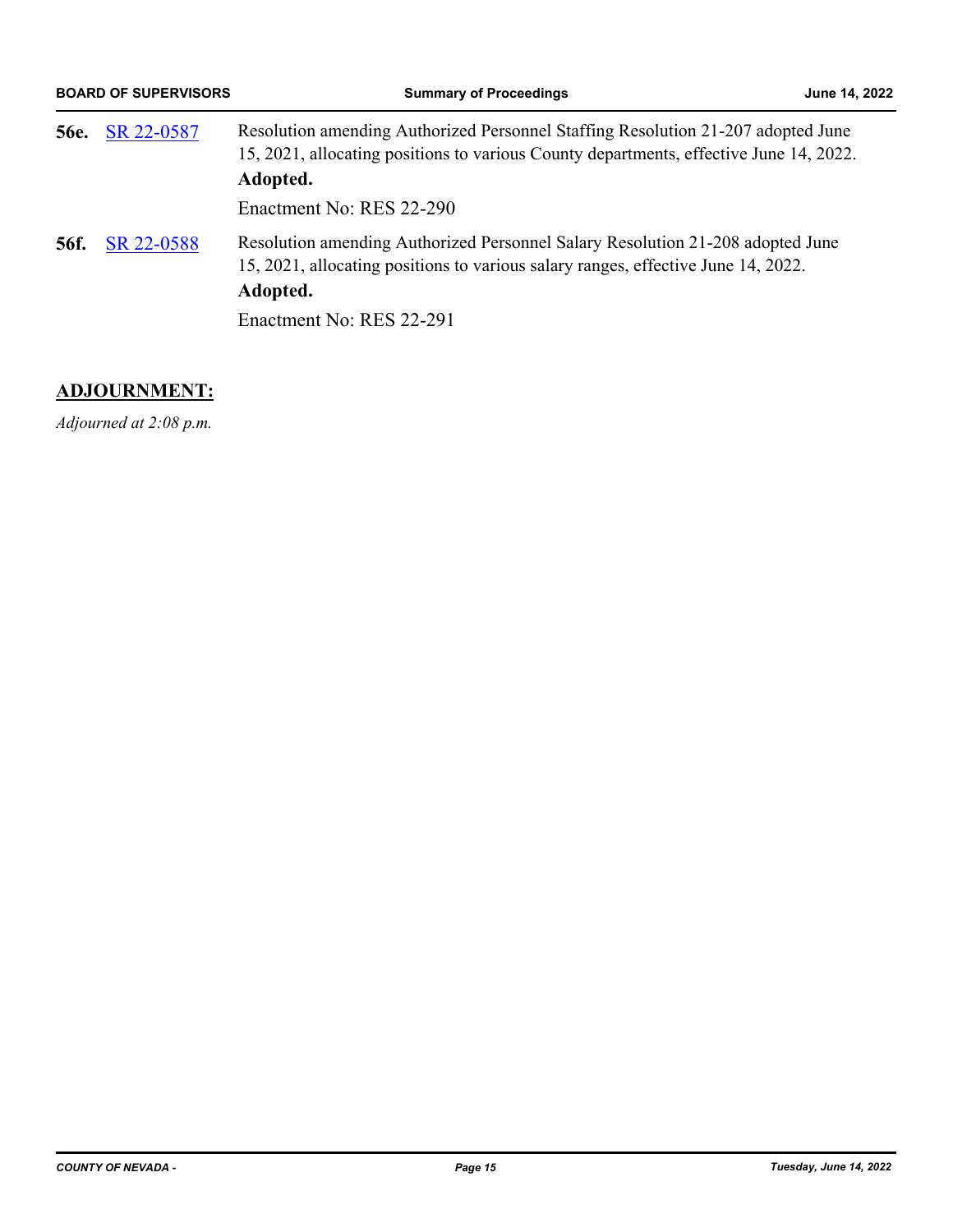**56e.** [SR 22-0587]

Resolution amending Authorized Personnel Staffing Resolution 21-207 adopted June 15, 2021, allocating positions to various County departments, effective June 14, 2022.

**Adopted.**

Enactment No: RES 22-290

**56f.** [SR 22-0588]

Resolution amending Authorized Personnel Salary Resolution 21-208 adopted June 15, 2021, allocating positions to various salary ranges, effective June 14, 2022.

**Adopted.**

Enactment No: RES 22-291

## ADJOURNMENT:

*Adjourned at 2:08 p.m.*